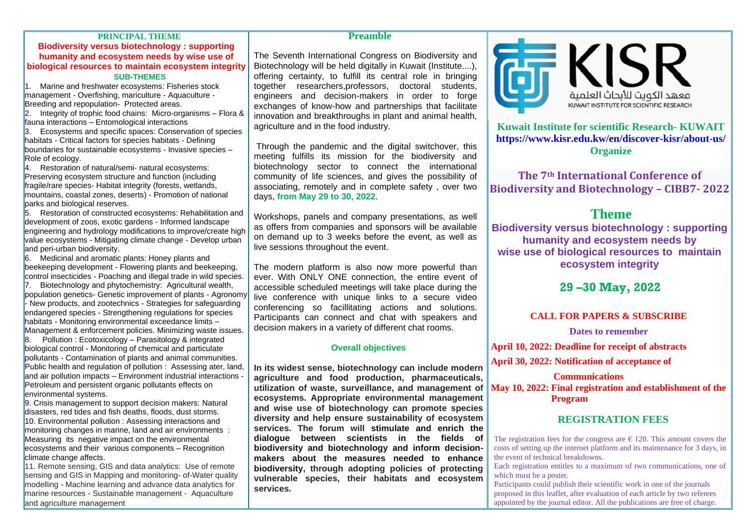## PRINCIPAL THEME

**Biodiversity versus biotechnology : supporting humanity and ecosystem needs by wise use of biological resources to maintain ecosystem integrity**

### SUB-THEMES

1. Marine and freshwater ecosystems: Fisheries stock management - Overfishing, mariculture - Aquaculture - Breeding and repopulation- Protected areas.
2. Integrity of trophic food chains: Micro-organisms – Flora & fauna interactions – Entomological interactions
3. Ecosystems and specific spaces: Conservation of species habitats - Critical factors for species habitats - Defining boundaries for sustainable ecosystems - Invasive species – Role of ecology.
4. Restoration of natural/semi- natural ecosystems: Preserving ecosystem structure and function (including fragile/rare species- Habitat integrity (forests, wetlands, mountains, coastal zones, deserts) - Promotion of national parks and biological reserves.
5. Restoration of constructed ecosystems: Rehabilitation and development of zoos, exotic gardens - Informed landscape engineering and hydrology modifications to improve/create high value ecosystems - Mitigating climate change - Develop urban and peri-urban biodiversity.
6. Medicinal and aromatic plants: Honey plants and beekeeping development - Flowering plants and beekeeping, control insecticides - Poaching and illegal trade in wild species.
7. Biotechnology and phytochemistry: Agricultural wealth, population genetics- Genetic improvement of plants - Agronomy - New products, and zootechnics - Strategies for safeguarding endangered species - Strengthening regulations for species habitats - Monitoring environmental exceedance limits – Management & enforcement policies. Minimizing waste issues.
8. Pollution : Ecotoxicology – Parasitology & integrated biological control - Monitoring of chemical and particulate pollutants - Contamination of plants and animal communities. Public health and regulation of pollution : Assessing ater, land, and air pollution impacts – Environment industrial interactions - Petroleum and persistent organic pollutants effects on environmental systems.
9. Crisis management to support decision makers: Natural disasters, red tides and fish deaths, floods, dust storms.
10. Environmental pollution : Assessing interactions and monitoring changes in marine, land and air environments : Measuring its negative impact on the environmental ecosystems and their various components – Recognition climate change affects.
11. Remote sensing, GIS and data analytics: Use of remote sensing and GIS in Mapping and monitoring- of-Water quality modelling - Machine learning and advance data analytics for marine resources - Sustainable management - Aquaculture and agriculture management

## Preamble

The Seventh International Congress on Biodiversity and Biotechnology will be held digitally in Kuwait (Institute....), offering certainty, to fulfill its central role in bringing together researchers,professors, doctoral students, engineers and decision-makers in order to forge exchanges of know-how and partnerships that facilitate innovation and breakthroughs in plant and animal health, agriculture and in the food industry.

Through the pandemic and the digital switchover, this meeting fulfills its mission for the biodiversity and biotechnology sector to connect the international community of life sciences, and gives the possibility of associating, remotely and in complete safety , over two days, **from May 29 to 30, 2022**.

Workshops, panels and company presentations, as well as offers from companies and sponsors will be available on demand up to 3 weeks before the event, as well as live sessions throughout the event.

The modern platform is also now more powerful than ever. With ONLY ONE connection, the entire event of accessible scheduled meetings will take place during the live conference with unique links to a secure video conferencing so facillitating actions and solutions. Participants can connect and chat with speakers and decision makers in a variety of different chat rooms.

### Overall objectives

**In its widest sense, biotechnology can include modern agriculture and food production, pharmaceuticals, utilization of waste, surveillance, and management of ecosystems. Appropriate environmental management and wise use of biotechnology can promote species diversity and help ensure sustainability of ecosystem services. The forum will stimulate and enrich the dialogue between scientists in the fields of biodiversity and biotechnology and inform decision-makers about the measures needed to enhance biodiversity, through adopting policies of protecting vulnerable species, their habitats and ecosystem services.**

KISR

معهد الكويت للأبحاث العلمية

KUWAIT INSTITUTE FOR SCIENTIFIC RESEARCH

**Kuwait Institute for scientific Research- KUWAIT**
**https://www.kisr.edu.kw/en/discover-kisr/about-us/**
**Organize**

# The 7th International Conference of Biodiversity and Biotechnology – CIBB7- 2022

## Theme

**Biodiversity versus biotechnology : supporting humanity and ecosystem needs by wise use of biological resources to maintain ecosystem integrity**

**29 –30 May, 2022**

### CALL FOR PAPERS & SUBSCRIBE

**Dates to remember**

**April 10, 2022: Deadline for receipt of abstracts**

**April 30, 2022: Notification of acceptance of Communications**

**May 10, 2022: Final registration and establishment of the Program**

### REGISTRATION FEES

The registration fees for the congress are € 120. This amount covers the costs of setting up the internet platform and its maintenance for 3 days, in the event of technical breakdowns.

Each registration entitles to a maximum of two communications, one of which must be a poster.

Participants could publish their scientific work in one of the journals proposed in this leaflet, after evaluation of each article by two referees appointed by the journal editor. All the publications are free of charge.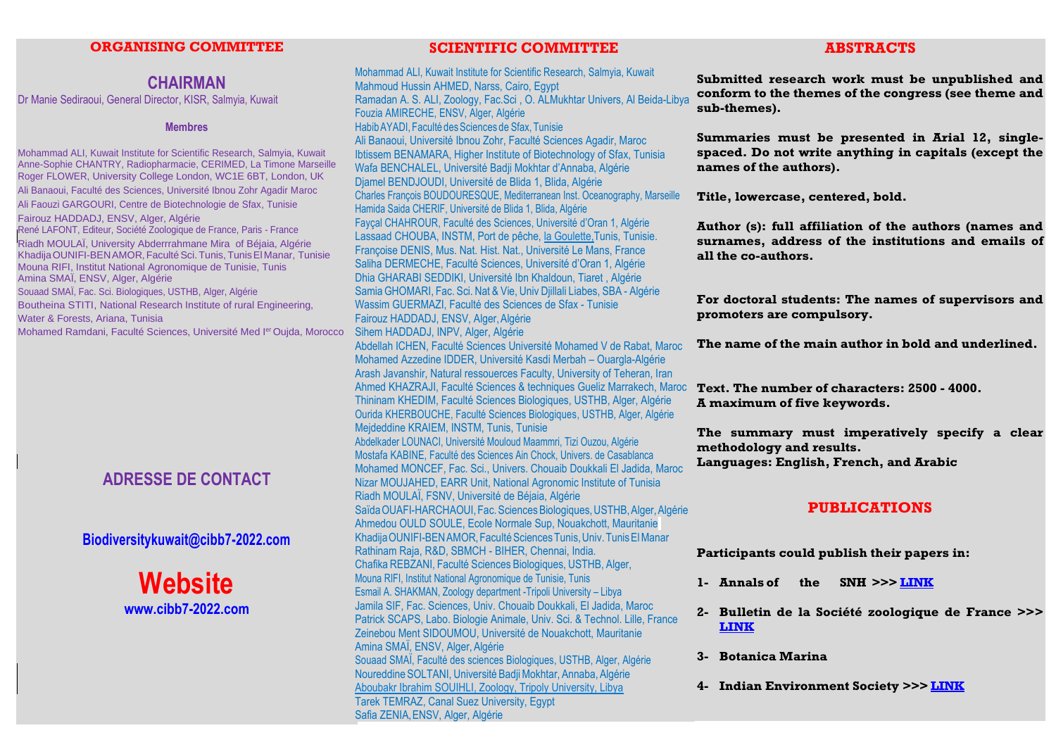## ORGANISING COMMITTEE

### CHAIRMAN

Dr Manie Sediraoui, General Director, KISR, Salmyia, Kuwait

#### Membres

Mohammad ALI, Kuwait Institute for Scientific Research, Salmyia, Kuwait
Anne-Sophie CHANTRY, Radiopharmacie, CERIMED, La Timone Marseille
Roger FLOWER, University College London, WC1E 6BT, London, UK
Ali Banaoui, Faculté des Sciences, Université Ibnou Zohr Agadir Maroc
Ali Faouzi GARGOURI, Centre de Biotechnologie de Sfax, Tunisie
Fairouz HADDADJ, ENSV, Alger, Algérie
René LAFONT, Editeur, Société Zoologique de France, Paris - France
Riadh MOULAÏ, University Abderrrahmane Mira of Béjaia, Algérie
Khadija OUNIFI-BEN AMOR, Faculté Sci. Tunis, Tunis El Manar, Tunisie
Mouna RIFI, Institut National Agronomique de Tunisie, Tunis
Amina SMAÏ, ENSV, Alger, Algérie
Souaad SMAÏ, Fac. Sci. Biologiques, USTHB, Alger, Algérie
Boutheina STITI, National Research Institute of rural Engineering, Water & Forests, Ariana, Tunisia
Mohamed Ramdani, Faculté Sciences, Université Med I[er] Oujda, Morocco

## ADRESSE DE CONTACT

**Biodiversitykuwait@cibb7-2022.com**

## Website

**www.cibb7-2022.com**

## SCIENTIFIC COMMITTEE

Mohammad ALI, Kuwait Institute for Scientific Research, Salmyia, Kuwait
Mahmoud Hussin AHMED, Narss, Cairo, Egypt
Ramadan A. S. ALI, Zoology, Fac.Sci , O. ALMukhtar Univers, Al Beida-Libya
Fouzia AMIRECHE, ENSV, Alger, Algérie
Habib AYADI, Faculté des Sciences de Sfax, Tunisie
Ali Banaoui, Université Ibnou Zohr, Faculté Sciences Agadir, Maroc
Ibtissem BENAMARA, Higher Institute of Biotechnology of Sfax, Tunisia
Wafa BENCHALEL, Université Badji Mokhtar d'Annaba, Algérie
Djamel BENDJOUDI, Université de Blida 1, Blida, Algérie
Charles François BOUDOURESQUE, Mediterranean Inst. Oceanography, Marseille
Hamida Saida CHERIF, Université de Blida 1, Blida, Algérie
Fayçal CHAHROUR, Faculté des Sciences, Université d'Oran 1, Algérie
Lassaad CHOUBA, INSTM, Port de pêche, la Goulette,Tunis, Tunisie.
Françoise DENIS, Mus. Nat. Hist. Nat., Université Le Mans, France
Saliha DERMECHE, Faculté Sciences, Université d'Oran 1, Algérie
Dhia GHARABI SEDDIKI, Université Ibn Khaldoun, Tiaret , Algérie
Samia GHOMARI, Fac. Sci. Nat & Vie, Univ Djillali Liabes, SBA - Algérie
Wassim GUERMAZI, Faculté des Sciences de Sfax - Tunisie
Fairouz HADDADJ, ENSV, Alger, Algérie
Sihem HADDADJ, INPV, Alger, Algérie
Abdellah ICHEN, Faculté Sciences Université Mohamed V de Rabat, Maroc
Mohamed Azzedine IDDER, Université Kasdi Merbah – Ouargla-Algérie
Arash Javanshir, Natural ressouerces Faculty, University of Teheran, Iran
Ahmed KHAZRAJI, Faculté Sciences & techniques Gueliz Marrakech, Maroc
Thininam KHEDIM, Faculté Sciences Biologiques, USTHB, Alger, Algérie
Ourida KHERBOUCHE, Faculté Sciences Biologiques, USTHB, Alger, Algérie
Mejdeddine KRAIEM, INSTM, Tunis, Tunisie
Abdelkader LOUNACI, Université Mouloud Maammri, Tizi Ouzou, Algérie
Mostafa KABINE, Faculté des Sciences Ain Chock, Univers. de Casablanca
Mohamed MONCEF, Fac. Sci., Univers. Chouaib Doukkali El Jadida, Maroc
Nizar MOUJAHED, EARR Unit, National Agronomic Institute of Tunisia
Riadh MOULAÏ, FSNV, Université de Béjaia, Algérie
Saïda OUAFI-HARCHAOUI, Fac. Sciences Biologiques, USTHB, Alger, Algérie
Ahmedou OULD SOULE, Ecole Normale Sup, Nouakchott, Mauritanie
Khadija OUNIFI-BEN AMOR, Faculté Sciences Tunis, Univ. Tunis El Manar
Rathinam Raja, R&D, SBMCH - BIHER, Chennai, India.
Chafika REBZANI, Faculté Sciences Biologiques, USTHB, Alger,
Mouna RIFI, Institut National Agronomique de Tunisie, Tunis
Esmail A. SHAKMAN, Zoology department -Tripoli University – Libya
Jamila SIF, Fac. Sciences, Univ. Chouaib Doukkali, El Jadida, Maroc
Patrick SCAPS, Labo. Biologie Animale, Univ. Sci. & Technol. Lille, France
Zeinebou Ment SIDOUMOU, Université de Nouakchott, Mauritanie
Amina SMAÏ, ENSV, Alger, Algérie
Souaad SMAÏ, Faculté des sciences Biologiques, USTHB, Alger, Algérie
Noureddine SOLTANI, Université Badji Mokhtar, Annaba, Algérie
Aboubakr Ibrahim SOUIHLI, Zoology, Tripoly University, Libya
Tarek TEMRAZ, Canal Suez University, Egypt
Safia ZENIA, ENSV, Alger, Algérie

## ABSTRACTS

**Submitted research work must be unpublished and conform to the themes of the congress (see theme and sub-themes).**

**Summaries must be presented in Arial 12, single-spaced. Do not write anything in capitals (except the names of the authors).**

**Title, lowercase, centered, bold.**

**Author (s): full affiliation of the authors (names and surnames, address of the institutions and emails of all the co-authors.**

**For doctoral students: The names of supervisors and promoters are compulsory.**

**The name of the main author in bold and underlined.**

**Text. The number of characters: 2500 - 4000.**
**A maximum of five keywords.**

**The summary must imperatively specify a clear methodology and results.**
**Languages: English, French, and Arabic**

## PUBLICATIONS

**Participants could publish their papers in:**

1. **Annals of the SNH >>> LINK**
2. **Bulletin de la Société zoologique de France >>> LINK**
3. **Botanica Marina**
4. **Indian Environment Society >>> LINK**